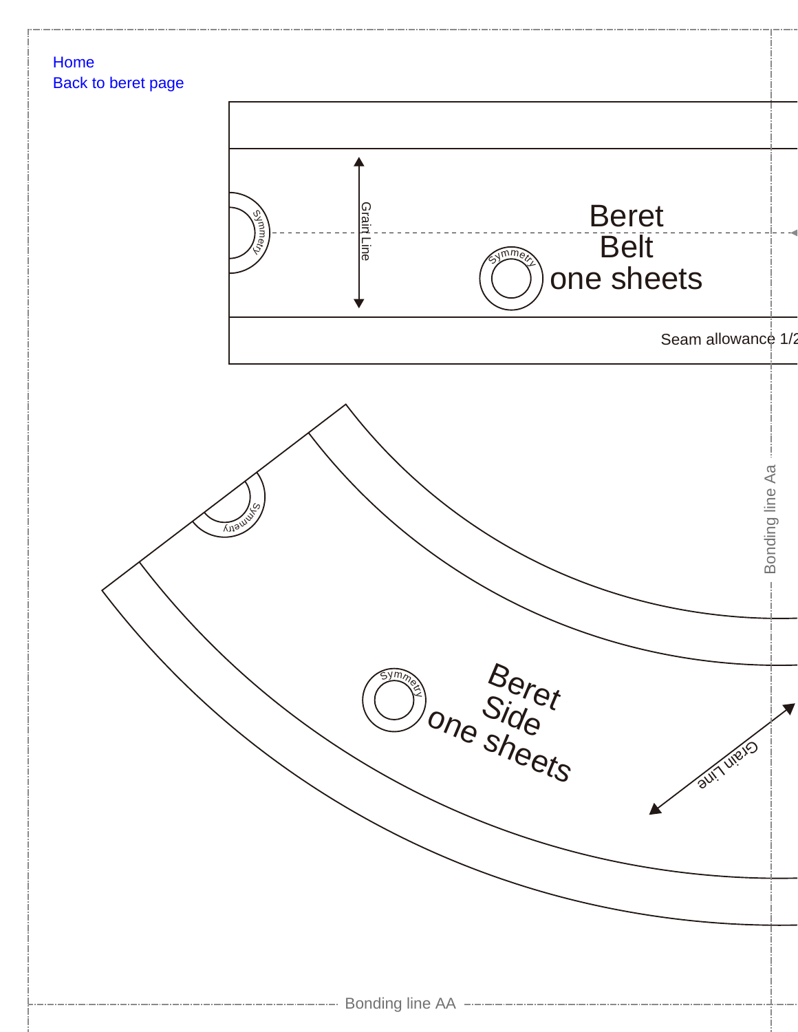Home
Back to beret page

Beret
Belt
one sheets

Symmetry

Grain Line

Symmetry

Seam allowance 1/2

Symmetry

Beret
Side
one sheets

Symmetry

Grain Line

Bonding line Aa

Bonding line AA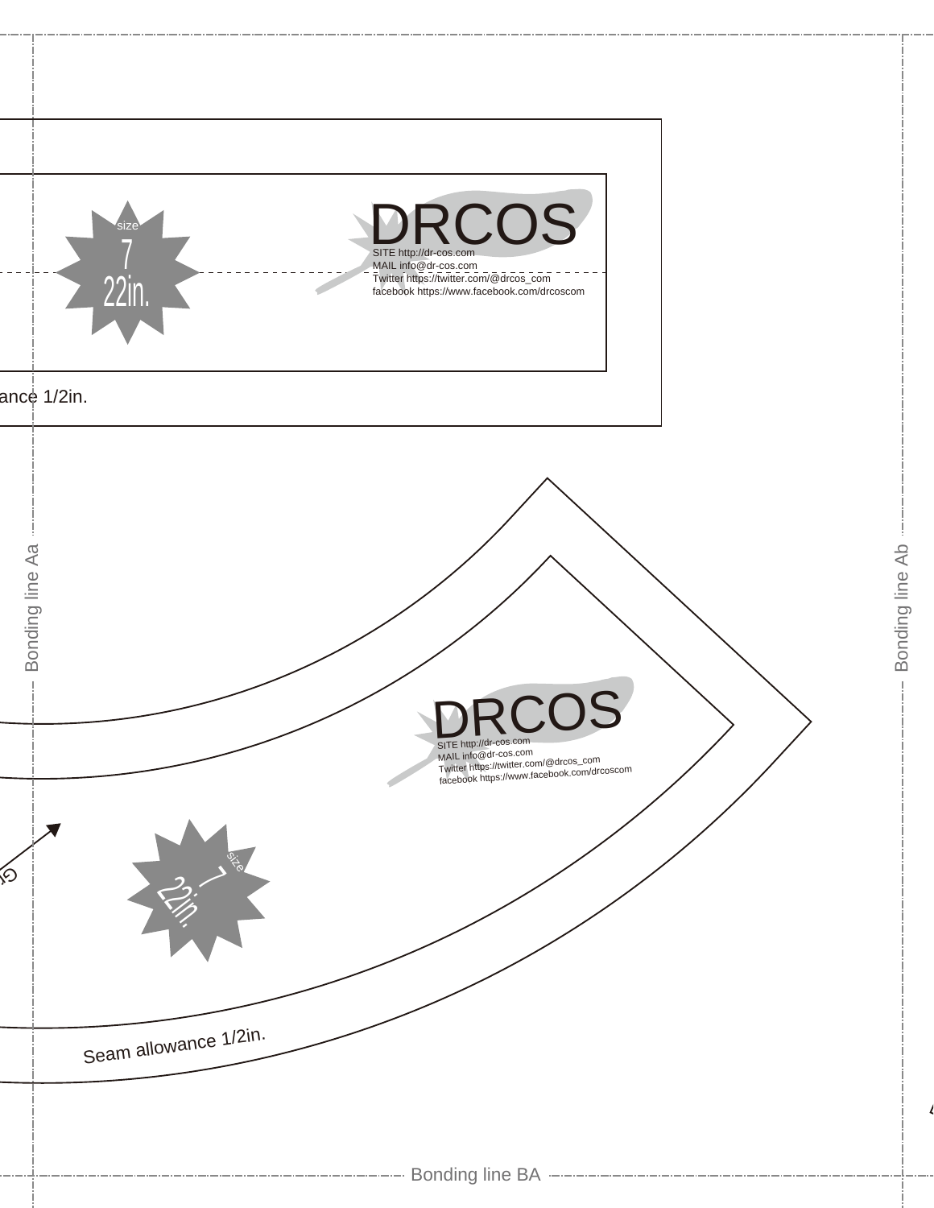size
7
22in.

DRCOS
SITE http://dr-cos.com
MAIL info@dr-cos.com
Twitter https://twitter.com/@drcos_com
facebook https://www.facebook.com/drcoscom

ance 1/2in.

Bonding line Aa

Bonding line Ab

DRCOS
SITE http://dr-cos.com
MAIL info@dr-cos.com
Twitter https://twitter.com/@drcos_com
facebook https://www.facebook.com/drcoscom

size
7
22in.

Seam allowance 1/2in.

Bonding line BA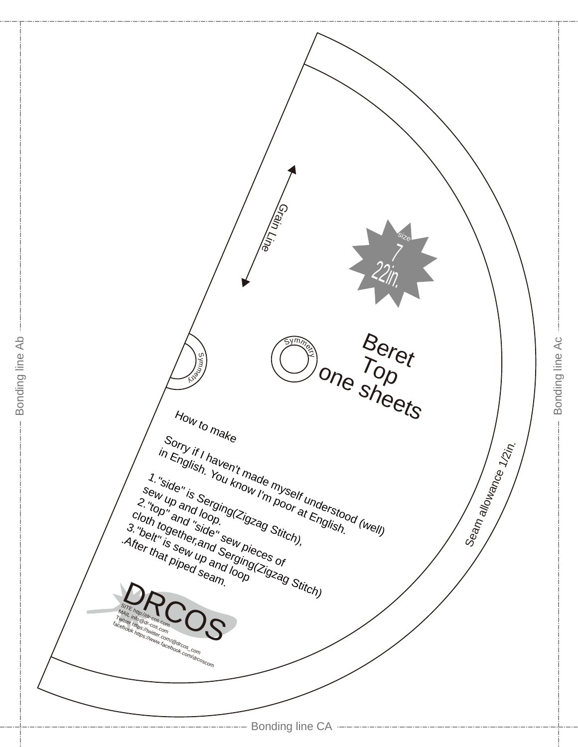Bonding line Ab

Bonding line Ac

Grain Line

size
7
22in.

Symmetry

Symmetry

# Beret Top one sheets

Seam allowance 1/2in.

## How to make

Sorry if I haven't made myself understood (well) in English. You know I'm poor at English.

1."side" is Serging(Zigzag Stitch), sew up and loop.
2."top" and "side" sew pieces of cloth together,and Serging(Zigzag Stitch)
3."belt" is sew up and loop
.After that piped seam.

DRCOS

SITE http://dr-cos.com
MAIL info@dr-cos.com
Twitter https://twitter.com/@drcos_com
facebook https://www.facebook.com/drcoscom

Bonding line CA